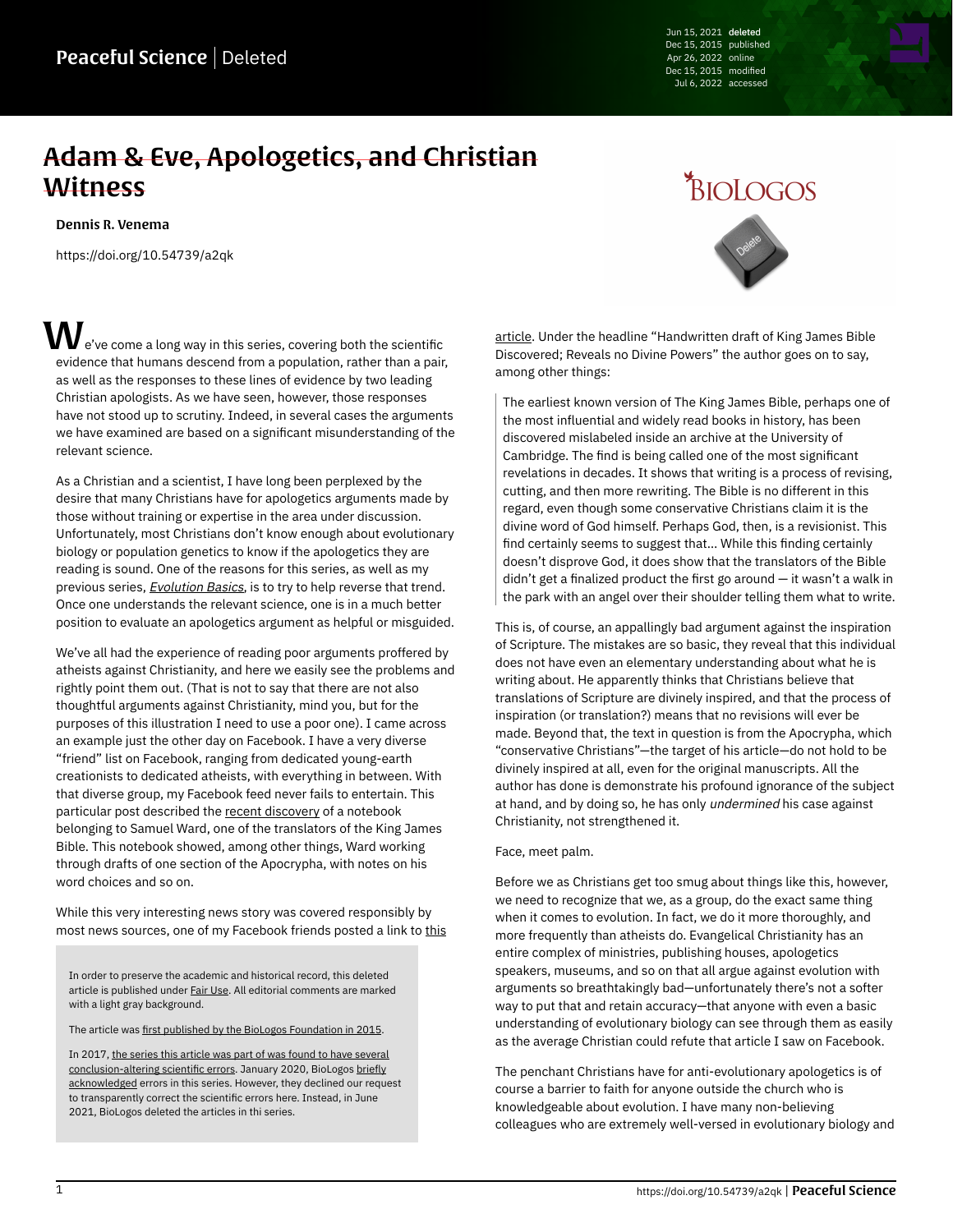# ~~Adam & Eve, Apologetics, and Christian Witness~~

**Dennis R. Venema**

https://doi.org/10.54739/a2qk

Jun 15, 2021 deleted
Dec 15, 2015 published
Apr 26, 2022 online
Dec 15, 2015 modified
Jul 6, 2022 accessed

We've come a long way in this series, covering both the scientific evidence that humans descend from a population, rather than a pair, as well as the responses to these lines of evidence by two leading Christian apologists. As we have seen, however, those responses have not stood up to scrutiny. Indeed, in several cases the arguments we have examined are based on a significant misunderstanding of the relevant science.

As a Christian and a scientist, I have long been perplexed by the desire that many Christians have for apologetics arguments made by those without training or expertise in the area under discussion. Unfortunately, most Christians don't know enough about evolutionary biology or population genetics to know if the apologetics they are reading is sound. One of the reasons for this series, as well as my previous series, *Evolution Basics*, is to try to help reverse that trend. Once one understands the relevant science, one is in a much better position to evaluate an apologetics argument as helpful or misguided.

We've all had the experience of reading poor arguments proffered by atheists against Christianity, and here we easily see the problems and rightly point them out. (That is not to say that there are not also thoughtful arguments against Christianity, mind you, but for the purposes of this illustration I need to use a poor one). I came across an example just the other day on Facebook. I have a very diverse "friend" list on Facebook, ranging from dedicated young-earth creationists to dedicated atheists, with everything in between. With that diverse group, my Facebook feed never fails to entertain. This particular post described the recent discovery of a notebook belonging to Samuel Ward, one of the translators of the King James Bible. This notebook showed, among other things, Ward working through drafts of one section of the Apocrypha, with notes on his word choices and so on.

While this very interesting news story was covered responsibly by most news sources, one of my Facebook friends posted a link to this article. Under the headline "Handwritten draft of King James Bible Discovered; Reveals no Divine Powers" the author goes on to say, among other things:

> The earliest known version of The King James Bible, perhaps one of the most influential and widely read books in history, has been discovered mislabeled inside an archive at the University of Cambridge. The find is being called one of the most significant revelations in decades. It shows that writing is a process of revising, cutting, and then more rewriting. The Bible is no different in this regard, even though some conservative Christians claim it is the divine word of God himself. Perhaps God, then, is a revisionist. This find certainly seems to suggest that... While this finding certainly doesn't disprove God, it does show that the translators of the Bible didn't get a finalized product the first go around — it wasn't a walk in the park with an angel over their shoulder telling them what to write.

This is, of course, an appallingly bad argument against the inspiration of Scripture. The mistakes are so basic, they reveal that this individual does not have even an elementary understanding about what he is writing about. He apparently thinks that Christians believe that translations of Scripture are divinely inspired, and that the process of inspiration (or translation?) means that no revisions will ever be made. Beyond that, the text in question is from the Apocrypha, which "conservative Christians"—the target of his article—do not hold to be divinely inspired at all, even for the original manuscripts. All the author has done is demonstrate his profound ignorance of the subject at hand, and by doing so, he has only *undermined* his case against Christianity, not strengthened it.

Face, meet palm.

Before we as Christians get too smug about things like this, however, we need to recognize that we, as a group, do the exact same thing when it comes to evolution. In fact, we do it more thoroughly, and more frequently than atheists do. Evangelical Christianity has an entire complex of ministries, publishing houses, apologetics speakers, museums, and so on that all argue against evolution with arguments so breathtakingly bad—unfortunately there's not a softer way to put that and retain accuracy—that anyone with even a basic understanding of evolutionary biology can see through them as easily as the average Christian could refute that article I saw on Facebook.

The penchant Christians have for anti-evolutionary apologetics is of course a barrier to faith for anyone outside the church who is knowledgeable about evolution. I have many non-believing colleagues who are extremely well-versed in evolutionary biology and

> In order to preserve the academic and historical record, this deleted article is published under Fair Use. All editorial comments are marked with a light gray background.
>
> The article was first published by the BioLogos Foundation in 2015.
>
> In 2017, the series this article was part of was found to have several conclusion-altering scientific errors. January 2020, BioLogos briefly acknowledged errors in this series. However, they declined our request to transparently correct the scientific errors here. Instead, in June 2021, BioLogos deleted the articles in thi series.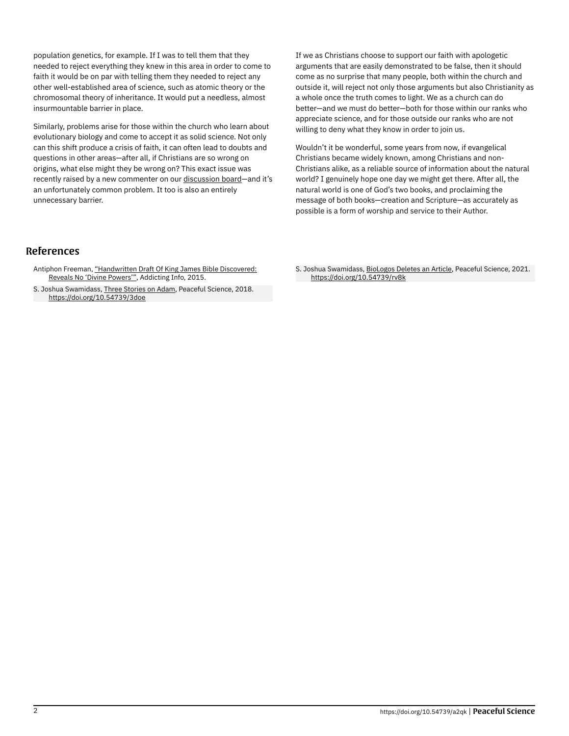population genetics, for example. If I was to tell them that they needed to reject everything they knew in this area in order to come to faith it would be on par with telling them they needed to reject any other well-established area of science, such as atomic theory or the chromosomal theory of inheritance. It would put a needless, almost insurmountable barrier in place.

Similarly, problems arise for those within the church who learn about evolutionary biology and come to accept it as solid science. Not only can this shift produce a crisis of faith, it can often lead to doubts and questions in other areas—after all, if Christians are so wrong on origins, what else might they be wrong on? This exact issue was recently raised by a new commenter on our discussion board—and it's an unfortunately common problem. It too is also an entirely unnecessary barrier.

If we as Christians choose to support our faith with apologetic arguments that are easily demonstrated to be false, then it should come as no surprise that many people, both within the church and outside it, will reject not only those arguments but also Christianity as a whole once the truth comes to light. We as a church can do better—and we must do better—both for those within our ranks who appreciate science, and for those outside our ranks who are not willing to deny what they know in order to join us.

Wouldn't it be wonderful, some years from now, if evangelical Christians became widely known, among Christians and non-Christians alike, as a reliable source of information about the natural world? I genuinely hope one day we might get there. After all, the natural world is one of God's two books, and proclaiming the message of both books—creation and Scripture—as accurately as possible is a form of worship and service to their Author.

## References

Antiphon Freeman, "Handwritten Draft Of King James Bible Discovered: Reveals No 'Divine Powers'", Addicting Info, 2015.

S. Joshua Swamidass, Three Stories on Adam, Peaceful Science, 2018. https://doi.org/10.54739/3doe

S. Joshua Swamidass, BioLogos Deletes an Article, Peaceful Science, 2021. https://doi.org/10.54739/rv8k